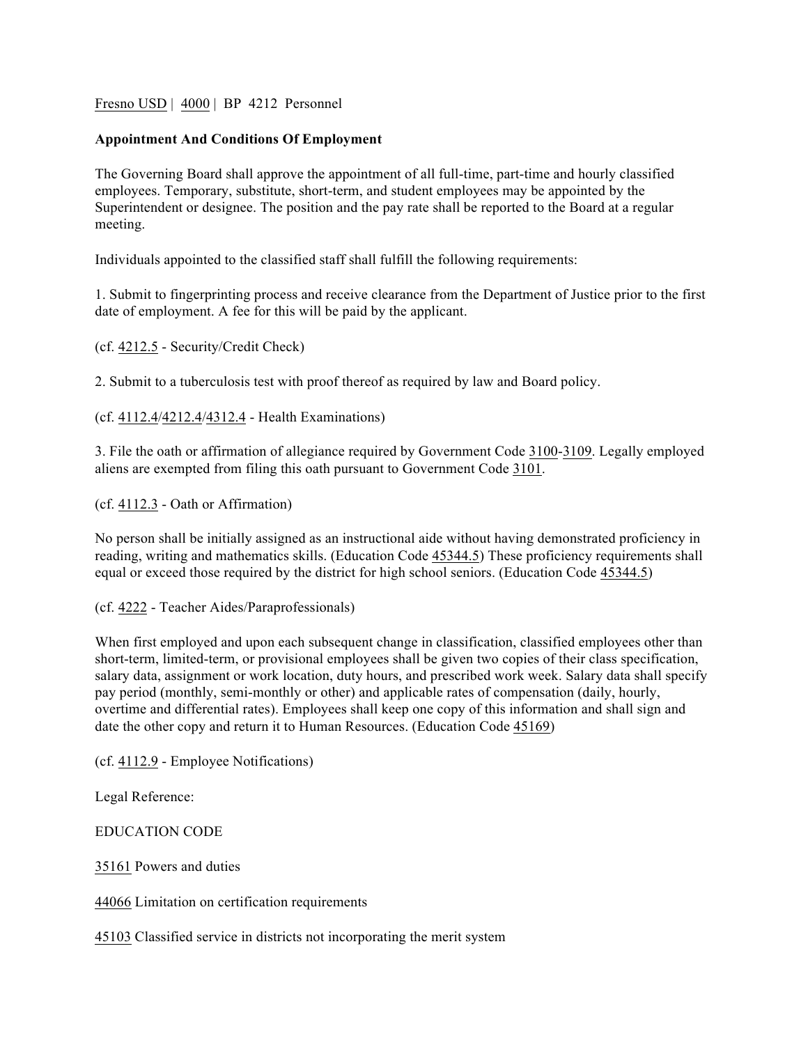Fresno USD | 4000 | BP 4212 Personnel

**Appointment And Conditions Of Employment**

The Governing Board shall approve the appointment of all full-time, part-time and hourly classified employees. Temporary, substitute, short-term, and student employees may be appointed by the Superintendent or designee. The position and the pay rate shall be reported to the Board at a regular meeting.

Individuals appointed to the classified staff shall fulfill the following requirements:

1. Submit to fingerprinting process and receive clearance from the Department of Justice prior to the first date of employment. A fee for this will be paid by the applicant.

(cf. 4212.5 - Security/Credit Check)

2. Submit to a tuberculosis test with proof thereof as required by law and Board policy.

(cf. 4112.4/4212.4/4312.4 - Health Examinations)

3. File the oath or affirmation of allegiance required by Government Code 3100-3109. Legally employed aliens are exempted from filing this oath pursuant to Government Code 3101.

(cf. 4112.3 - Oath or Affirmation)

No person shall be initially assigned as an instructional aide without having demonstrated proficiency in reading, writing and mathematics skills. (Education Code 45344.5) These proficiency requirements shall equal or exceed those required by the district for high school seniors. (Education Code 45344.5)

(cf. 4222 - Teacher Aides/Paraprofessionals)

When first employed and upon each subsequent change in classification, classified employees other than short-term, limited-term, or provisional employees shall be given two copies of their class specification, salary data, assignment or work location, duty hours, and prescribed work week. Salary data shall specify pay period (monthly, semi-monthly or other) and applicable rates of compensation (daily, hourly, overtime and differential rates). Employees shall keep one copy of this information and shall sign and date the other copy and return it to Human Resources. (Education Code 45169)

(cf. 4112.9 - Employee Notifications)

Legal Reference:

EDUCATION CODE

35161 Powers and duties

44066 Limitation on certification requirements

45103 Classified service in districts not incorporating the merit system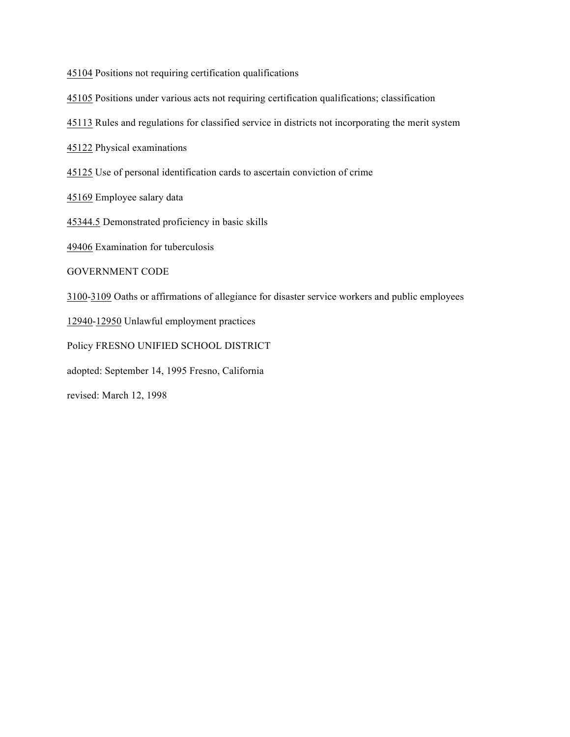45104 Positions not requiring certification qualifications

45105 Positions under various acts not requiring certification qualifications; classification

45113 Rules and regulations for classified service in districts not incorporating the merit system

45122 Physical examinations

45125 Use of personal identification cards to ascertain conviction of crime

45169 Employee salary data

45344.5 Demonstrated proficiency in basic skills

49406 Examination for tuberculosis

GOVERNMENT CODE

3100-3109 Oaths or affirmations of allegiance for disaster service workers and public employees

12940-12950 Unlawful employment practices

Policy FRESNO UNIFIED SCHOOL DISTRICT

adopted: September 14, 1995 Fresno, California

revised: March 12, 1998